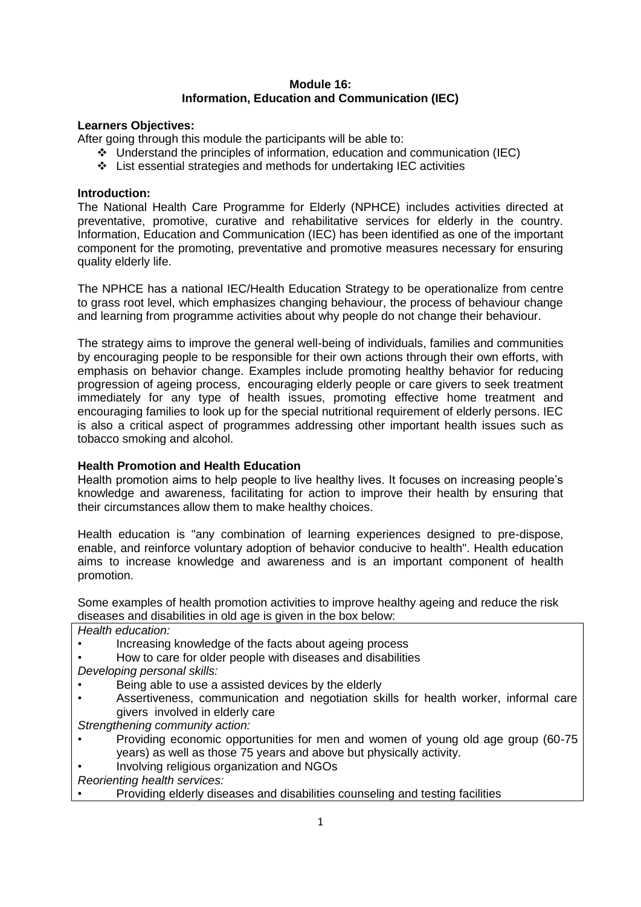**Module 16:**
**Information, Education and Communication (IEC)**

**Learners Objectives:**

After going through this module the participants will be able to:

- Understand the principles of information, education and communication (IEC)
- List essential strategies and methods for undertaking IEC activities

**Introduction:**

The National Health Care Programme for Elderly (NPHCE) includes activities directed at preventative, promotive, curative and rehabilitative services for elderly in the country. Information, Education and Communication (IEC) has been identified as one of the important component for the promoting, preventative and promotive measures necessary for ensuring quality elderly life.

The NPHCE has a national IEC/Health Education Strategy to be operationalize from centre to grass root level, which emphasizes changing behaviour, the process of behaviour change and learning from programme activities about why people do not change their behaviour.

The strategy aims to improve the general well-being of individuals, families and communities by encouraging people to be responsible for their own actions through their own efforts, with emphasis on behavior change. Examples include promoting healthy behavior for reducing progression of ageing process, encouraging elderly people or care givers to seek treatment immediately for any type of health issues, promoting effective home treatment and encouraging families to look up for the special nutritional requirement of elderly persons. IEC is also a critical aspect of programmes addressing other important health issues such as tobacco smoking and alcohol.

**Health Promotion and Health Education**

Health promotion aims to help people to live healthy lives. It focuses on increasing people's knowledge and awareness, facilitating for action to improve their health by ensuring that their circumstances allow them to make healthy choices.

Health education is "any combination of learning experiences designed to pre-dispose, enable, and reinforce voluntary adoption of behavior conducive to health". Health education aims to increase knowledge and awareness and is an important component of health promotion.

Some examples of health promotion activities to improve healthy ageing and reduce the risk diseases and disabilities in old age is given in the box below:

*Health education:*

- Increasing knowledge of the facts about ageing process
- How to care for older people with diseases and disabilities

*Developing personal skills:*

- Being able to use a assisted devices by the elderly
- Assertiveness, communication and negotiation skills for health worker, informal care givers involved in elderly care

*Strengthening community action:*

- Providing economic opportunities for men and women of young old age group (60-75 years) as well as those 75 years and above but physically activity.
- Involving religious organization and NGOs

*Reorienting health services:*

- Providing elderly diseases and disabilities counseling and testing facilities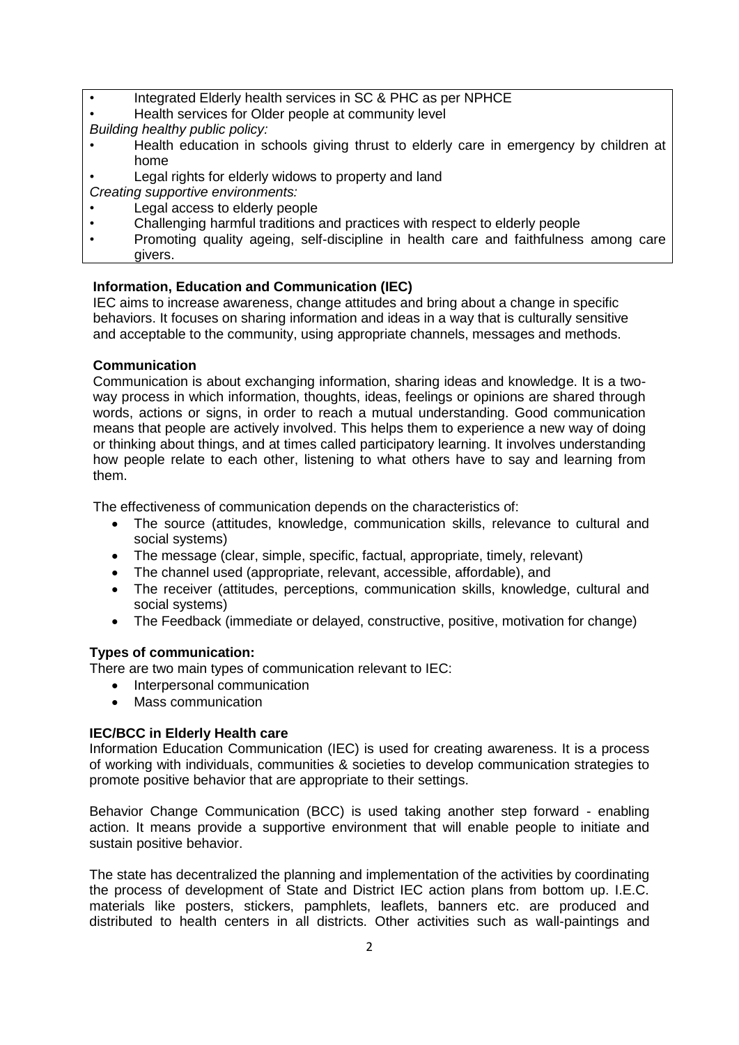- Integrated Elderly health services in SC & PHC as per NPHCE
- Health services for Older people at community level

*Building healthy public policy:*

- Health education in schools giving thrust to elderly care in emergency by children at home
- Legal rights for elderly widows to property and land

*Creating supportive environments:*

- Legal access to elderly people
- Challenging harmful traditions and practices with respect to elderly people
- Promoting quality ageing, self-discipline in health care and faithfulness among care givers.

**Information, Education and Communication (IEC)**

IEC aims to increase awareness, change attitudes and bring about a change in specific behaviors. It focuses on sharing information and ideas in a way that is culturally sensitive and acceptable to the community, using appropriate channels, messages and methods.

**Communication**

Communication is about exchanging information, sharing ideas and knowledge. It is a two-way process in which information, thoughts, ideas, feelings or opinions are shared through words, actions or signs, in order to reach a mutual understanding. Good communication means that people are actively involved. This helps them to experience a new way of doing or thinking about things, and at times called participatory learning. It involves understanding how people relate to each other, listening to what others have to say and learning from them.

The effectiveness of communication depends on the characteristics of:

- The source (attitudes, knowledge, communication skills, relevance to cultural and social systems)
- The message (clear, simple, specific, factual, appropriate, timely, relevant)
- The channel used (appropriate, relevant, accessible, affordable), and
- The receiver (attitudes, perceptions, communication skills, knowledge, cultural and social systems)
- The Feedback (immediate or delayed, constructive, positive, motivation for change)

**Types of communication:**

There are two main types of communication relevant to IEC:

- Interpersonal communication
- Mass communication

**IEC/BCC in Elderly Health care**

Information Education Communication (IEC) is used for creating awareness. It is a process of working with individuals, communities & societies to develop communication strategies to promote positive behavior that are appropriate to their settings.

Behavior Change Communication (BCC) is used taking another step forward - enabling action. It means provide a supportive environment that will enable people to initiate and sustain positive behavior.

The state has decentralized the planning and implementation of the activities by coordinating the process of development of State and District IEC action plans from bottom up. I.E.C. materials like posters, stickers, pamphlets, leaflets, banners etc. are produced and distributed to health centers in all districts. Other activities such as wall-paintings and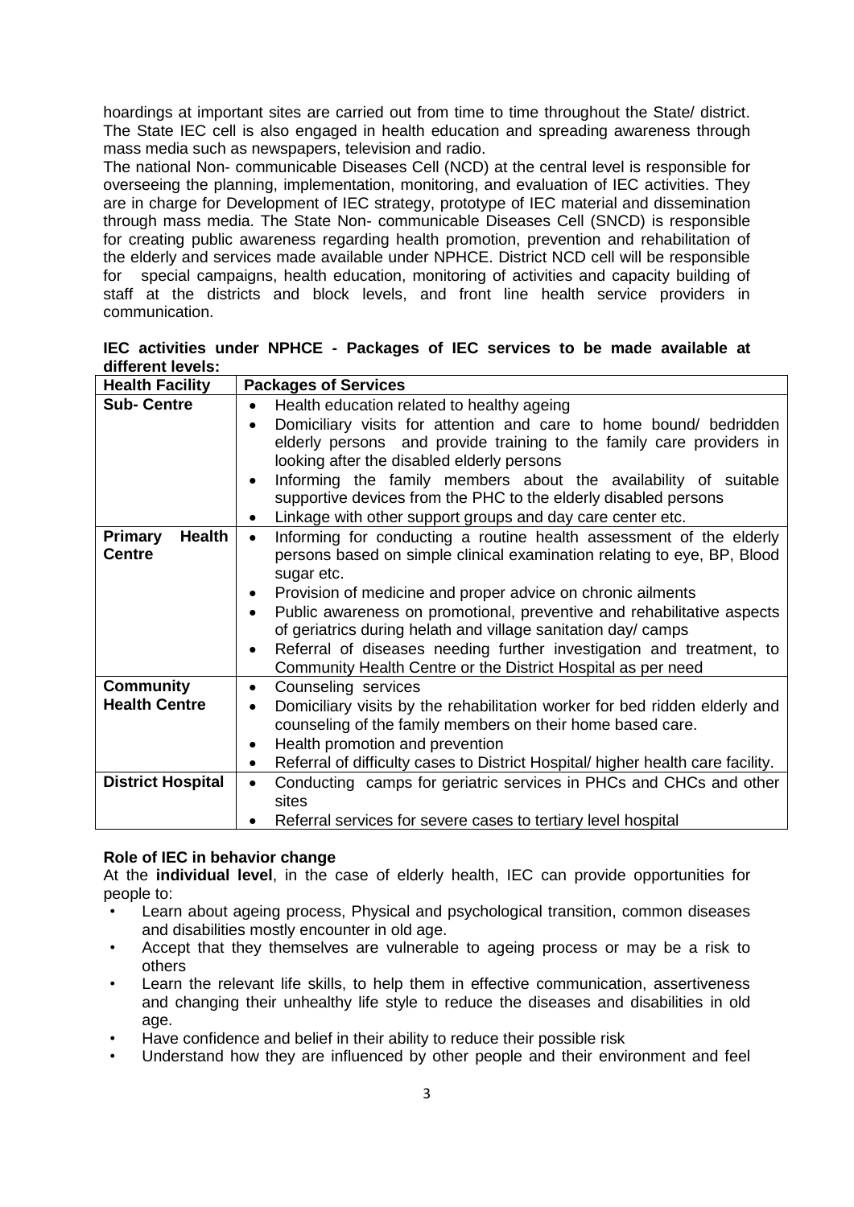hoardings at important sites are carried out from time to time throughout the State/ district. The State IEC cell is also engaged in health education and spreading awareness through mass media such as newspapers, television and radio.

The national Non- communicable Diseases Cell (NCD) at the central level is responsible for overseeing the planning, implementation, monitoring, and evaluation of IEC activities. They are in charge for Development of IEC strategy, prototype of IEC material and dissemination through mass media. The State Non- communicable Diseases Cell (SNCD) is responsible for creating public awareness regarding health promotion, prevention and rehabilitation of the elderly and services made available under NPHCE. District NCD cell will be responsible for special campaigns, health education, monitoring of activities and capacity building of staff at the districts and block levels, and front line health service providers in communication.

**IEC activities under NPHCE - Packages of IEC services to be made available at different levels:**

| Health Facility | Packages of Services |
|---|---|
| **Sub- Centre** | • Health education related to healthy ageing<br>• Domiciliary visits for attention and care to home bound/ bedridden elderly persons and provide training to the family care providers in looking after the disabled elderly persons<br>• Informing the family members about the availability of suitable supportive devices from the PHC to the elderly disabled persons<br>• Linkage with other support groups and day care center etc. |
| **Primary Health Centre** | • Informing for conducting a routine health assessment of the elderly persons based on simple clinical examination relating to eye, BP, Blood sugar etc.<br>• Provision of medicine and proper advice on chronic ailments<br>• Public awareness on promotional, preventive and rehabilitative aspects of geriatrics during helath and village sanitation day/ camps<br>• Referral of diseases needing further investigation and treatment, to Community Health Centre or the District Hospital as per need |
| **Community Health Centre** | • Counseling services<br>• Domiciliary visits by the rehabilitation worker for bed ridden elderly and counseling of the family members on their home based care.<br>• Health promotion and prevention<br>• Referral of difficulty cases to District Hospital/ higher health care facility. |
| **District Hospital** | • Conducting camps for geriatric services in PHCs and CHCs and other sites<br>• Referral services for severe cases to tertiary level hospital |

**Role of IEC in behavior change**

At the **individual level**, in the case of elderly health, IEC can provide opportunities for people to:

- Learn about ageing process, Physical and psychological transition, common diseases and disabilities mostly encounter in old age.
- Accept that they themselves are vulnerable to ageing process or may be a risk to others
- Learn the relevant life skills, to help them in effective communication, assertiveness and changing their unhealthy life style to reduce the diseases and disabilities in old age.
- Have confidence and belief in their ability to reduce their possible risk
- Understand how they are influenced by other people and their environment and feel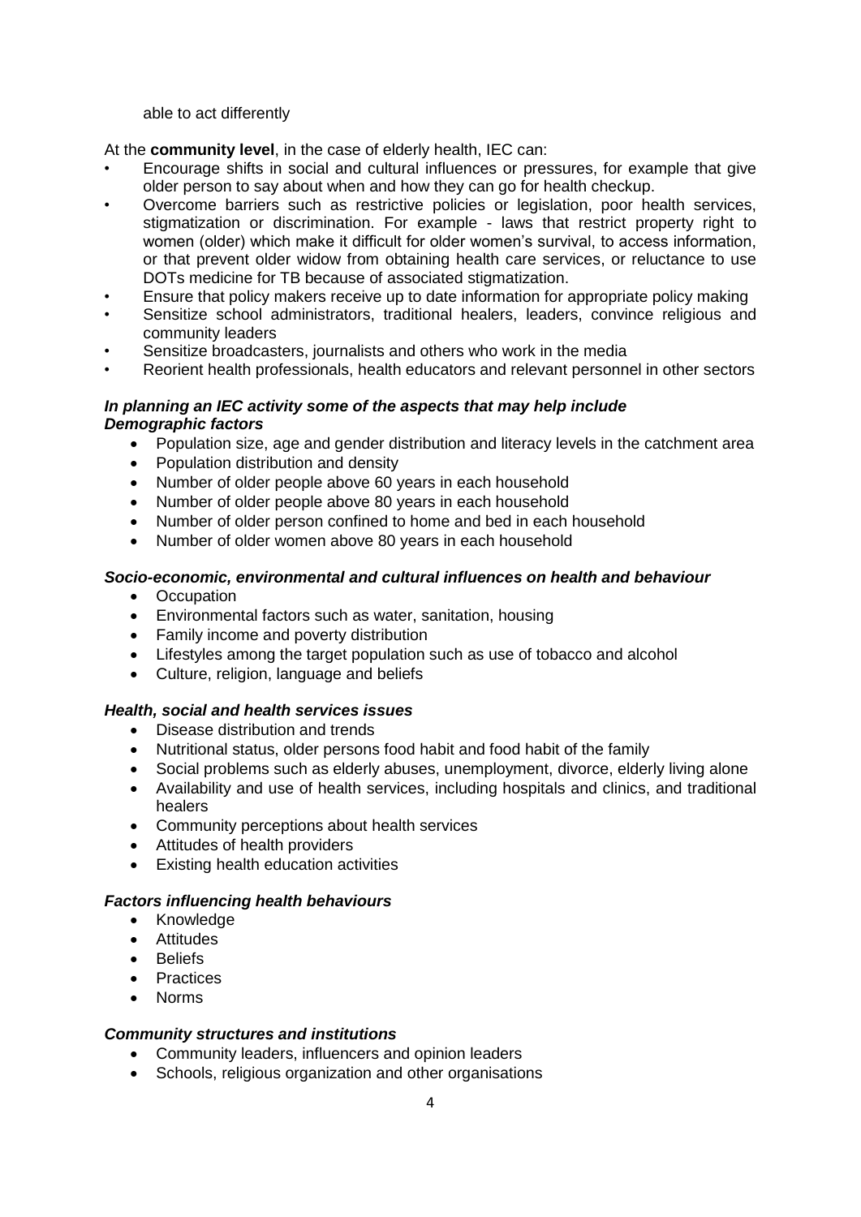able to act differently

At the **community level**, in the case of elderly health, IEC can:

- Encourage shifts in social and cultural influences or pressures, for example that give older person to say about when and how they can go for health checkup.
- Overcome barriers such as restrictive policies or legislation, poor health services, stigmatization or discrimination. For example - laws that restrict property right to women (older) which make it difficult for older women's survival, to access information, or that prevent older widow from obtaining health care services, or reluctance to use DOTs medicine for TB because of associated stigmatization.
- Ensure that policy makers receive up to date information for appropriate policy making
- Sensitize school administrators, traditional healers, leaders, convince religious and community leaders
- Sensitize broadcasters, journalists and others who work in the media
- Reorient health professionals, health educators and relevant personnel in other sectors

***In planning an IEC activity some of the aspects that may help include***
***Demographic factors***

- Population size, age and gender distribution and literacy levels in the catchment area
- Population distribution and density
- Number of older people above 60 years in each household
- Number of older people above 80 years in each household
- Number of older person confined to home and bed in each household
- Number of older women above 80 years in each household

***Socio-economic, environmental and cultural influences on health and behaviour***

- Occupation
- Environmental factors such as water, sanitation, housing
- Family income and poverty distribution
- Lifestyles among the target population such as use of tobacco and alcohol
- Culture, religion, language and beliefs

***Health, social and health services issues***

- Disease distribution and trends
- Nutritional status, older persons food habit and food habit of the family
- Social problems such as elderly abuses, unemployment, divorce, elderly living alone
- Availability and use of health services, including hospitals and clinics, and traditional healers
- Community perceptions about health services
- Attitudes of health providers
- Existing health education activities

***Factors influencing health behaviours***

- Knowledge
- Attitudes
- Beliefs
- Practices
- Norms

***Community structures and institutions***

- Community leaders, influencers and opinion leaders
- Schools, religious organization and other organisations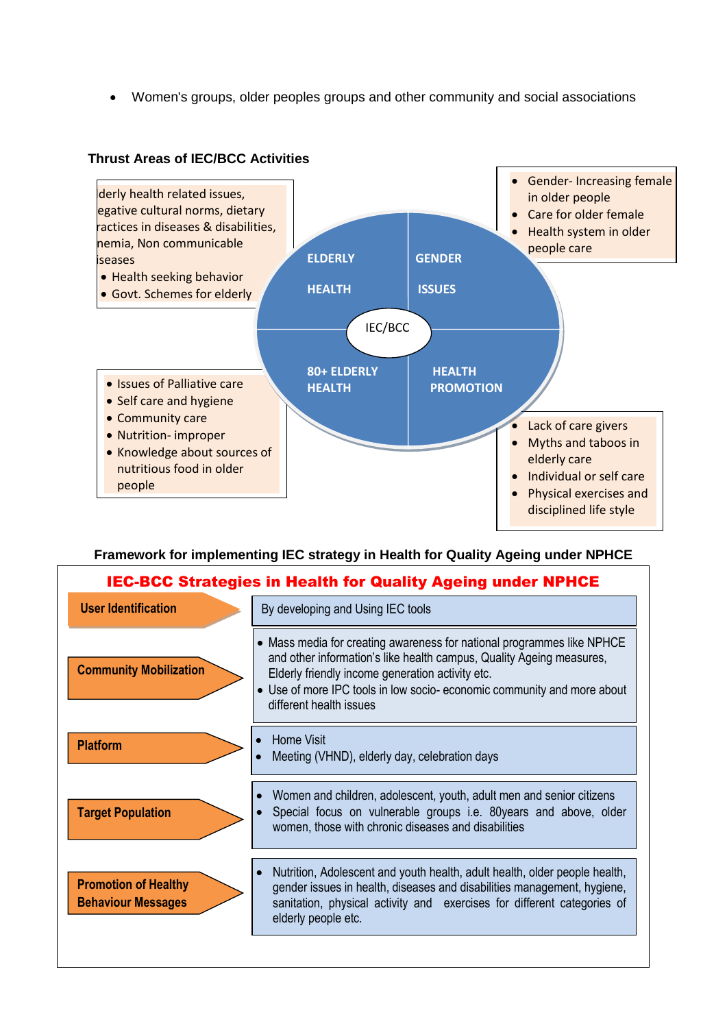- Women's groups, older peoples groups and other community and social associations

**Thrust Areas of IEC/BCC Activities**

**ELDERLY HEALTH**

derly health related issues, egative cultural norms, dietary ractices in diseases & disabilities, nemia, Non communicable iseases

- Health seeking behavior
- Govt. Schemes for elderly

**GENDER ISSUES**

- Gender- Increasing female in older people
- Care for older female
- Health system in older people care

**IEC/BCC**

**80+ ELDERLY HEALTH**

- Issues of Palliative care
- Self care and hygiene
- Community care
- Nutrition- improper
- Knowledge about sources of nutritious food in older people

**HEALTH PROMOTION**

- Lack of care givers
- Myths and taboos in elderly care
- Individual or self care
- Physical exercises and disciplined life style

**Framework for implementing IEC strategy in Health for Quality Ageing under NPHCE**

**IEC-BCC Strategies in Health for Quality Ageing under NPHCE**

| Strategy | Details |
|---|---|
| **User Identification** | By developing and Using IEC tools |
| **Community Mobilization** | • Mass media for creating awareness for national programmes like NPHCE and other information's like health campus, Quality Ageing measures, Elderly friendly income generation activity etc.<br>• Use of more IPC tools in low socio- economic community and more about different health issues |
| **Platform** | • Home Visit<br>• Meeting (VHND), elderly day, celebration days |
| **Target Population** | • Women and children, adolescent, youth, adult men and senior citizens<br>• Special focus on vulnerable groups i.e. 80years and above, older women, those with chronic diseases and disabilities |
| **Promotion of Healthy Behaviour Messages** | • Nutrition, Adolescent and youth health, adult health, older people health, gender issues in health, diseases and disabilities management, hygiene, sanitation, physical activity and exercises for different categories of elderly people etc. |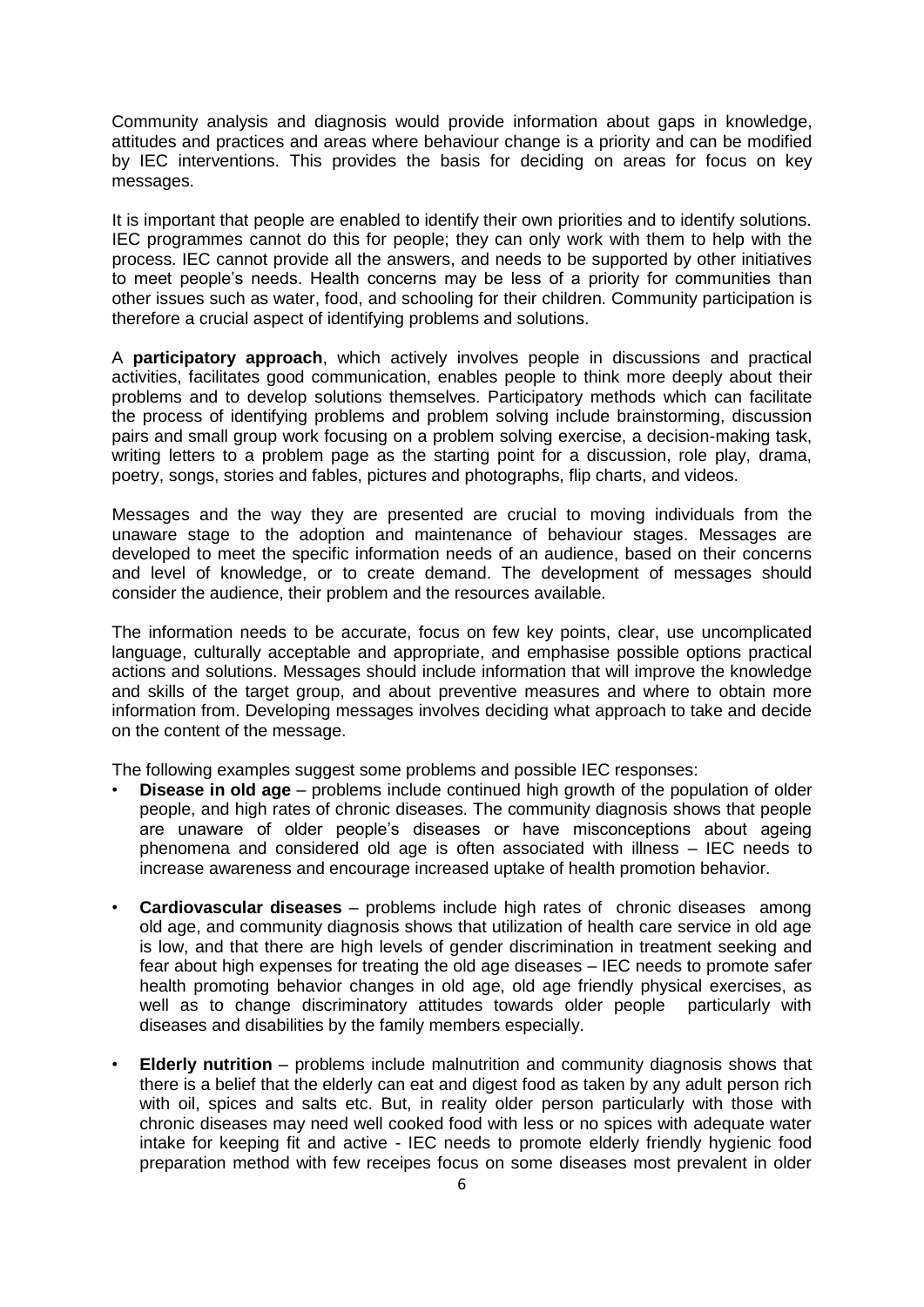Community analysis and diagnosis would provide information about gaps in knowledge, attitudes and practices and areas where behaviour change is a priority and can be modified by IEC interventions. This provides the basis for deciding on areas for focus on key messages.

It is important that people are enabled to identify their own priorities and to identify solutions. IEC programmes cannot do this for people; they can only work with them to help with the process. IEC cannot provide all the answers, and needs to be supported by other initiatives to meet people's needs. Health concerns may be less of a priority for communities than other issues such as water, food, and schooling for their children. Community participation is therefore a crucial aspect of identifying problems and solutions.

A **participatory approach**, which actively involves people in discussions and practical activities, facilitates good communication, enables people to think more deeply about their problems and to develop solutions themselves. Participatory methods which can facilitate the process of identifying problems and problem solving include brainstorming, discussion pairs and small group work focusing on a problem solving exercise, a decision-making task, writing letters to a problem page as the starting point for a discussion, role play, drama, poetry, songs, stories and fables, pictures and photographs, flip charts, and videos.

Messages and the way they are presented are crucial to moving individuals from the unaware stage to the adoption and maintenance of behaviour stages. Messages are developed to meet the specific information needs of an audience, based on their concerns and level of knowledge, or to create demand. The development of messages should consider the audience, their problem and the resources available.

The information needs to be accurate, focus on few key points, clear, use uncomplicated language, culturally acceptable and appropriate, and emphasise possible options practical actions and solutions. Messages should include information that will improve the knowledge and skills of the target group, and about preventive measures and where to obtain more information from. Developing messages involves deciding what approach to take and decide on the content of the message.

The following examples suggest some problems and possible IEC responses:

- **Disease in old age** – problems include continued high growth of the population of older people, and high rates of chronic diseases. The community diagnosis shows that people are unaware of older people's diseases or have misconceptions about ageing phenomena and considered old age is often associated with illness – IEC needs to increase awareness and encourage increased uptake of health promotion behavior.

- **Cardiovascular diseases** – problems include high rates of chronic diseases among old age, and community diagnosis shows that utilization of health care service in old age is low, and that there are high levels of gender discrimination in treatment seeking and fear about high expenses for treating the old age diseases – IEC needs to promote safer health promoting behavior changes in old age, old age friendly physical exercises, as well as to change discriminatory attitudes towards older people particularly with diseases and disabilities by the family members especially.

- **Elderly nutrition** – problems include malnutrition and community diagnosis shows that there is a belief that the elderly can eat and digest food as taken by any adult person rich with oil, spices and salts etc. But, in reality older person particularly with those with chronic diseases may need well cooked food with less or no spices with adequate water intake for keeping fit and active - IEC needs to promote elderly friendly hygienic food preparation method with few receipes focus on some diseases most prevalent in older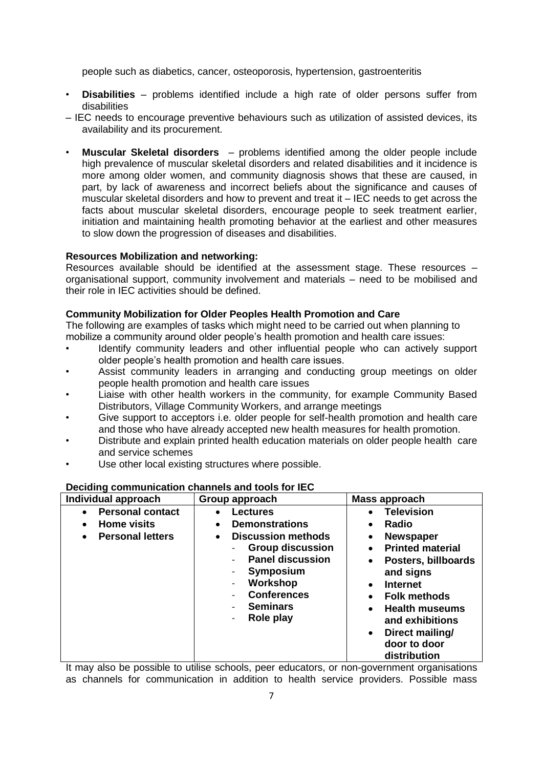people such as diabetics, cancer, osteoporosis, hypertension, gastroenteritis

- **Disabilities** – problems identified include a high rate of older persons suffer from disabilities
– IEC needs to encourage preventive behaviours such as utilization of assisted devices, its availability and its procurement.

- **Muscular Skeletal disorders** – problems identified among the older people include high prevalence of muscular skeletal disorders and related disabilities and it incidence is more among older women, and community diagnosis shows that these are caused, in part, by lack of awareness and incorrect beliefs about the significance and causes of muscular skeletal disorders and how to prevent and treat it – IEC needs to get across the facts about muscular skeletal disorders, encourage people to seek treatment earlier, initiation and maintaining health promoting behavior at the earliest and other measures to slow down the progression of diseases and disabilities.

**Resources Mobilization and networking:**

Resources available should be identified at the assessment stage. These resources – organisational support, community involvement and materials – need to be mobilised and their role in IEC activities should be defined.

**Community Mobilization for Older Peoples Health Promotion and Care**

The following are examples of tasks which might need to be carried out when planning to mobilize a community around older people's health promotion and health care issues:

- Identify community leaders and other influential people who can actively support older people's health promotion and health care issues.
- Assist community leaders in arranging and conducting group meetings on older people health promotion and health care issues
- Liaise with other health workers in the community, for example Community Based Distributors, Village Community Workers, and arrange meetings
- Give support to acceptors i.e. older people for self-health promotion and health care and those who have already accepted new health measures for health promotion.
- Distribute and explain printed health education materials on older people health care and service schemes
- Use other local existing structures where possible.

**Deciding communication channels and tools for IEC**

| Individual approach | Group approach | Mass approach |
|---|---|---|
| • **Personal contact**<br>• **Home visits**<br>• **Personal letters** | • **Lectures**<br>• **Demonstrations**<br>• **Discussion methods**<br>- **Group discussion**<br>- **Panel discussion**<br>- **Symposium**<br>- **Workshop**<br>- **Conferences**<br>- **Seminars**<br>- **Role play** | • **Television**<br>• **Radio**<br>• **Newspaper**<br>• **Printed material**<br>• **Posters, billboards and signs**<br>• **Internet**<br>• **Folk methods**<br>• **Health museums and exhibitions**<br>• **Direct mailing/ door to door distribution** |

It may also be possible to utilise schools, peer educators, or non-government organisations as channels for communication in addition to health service providers. Possible mass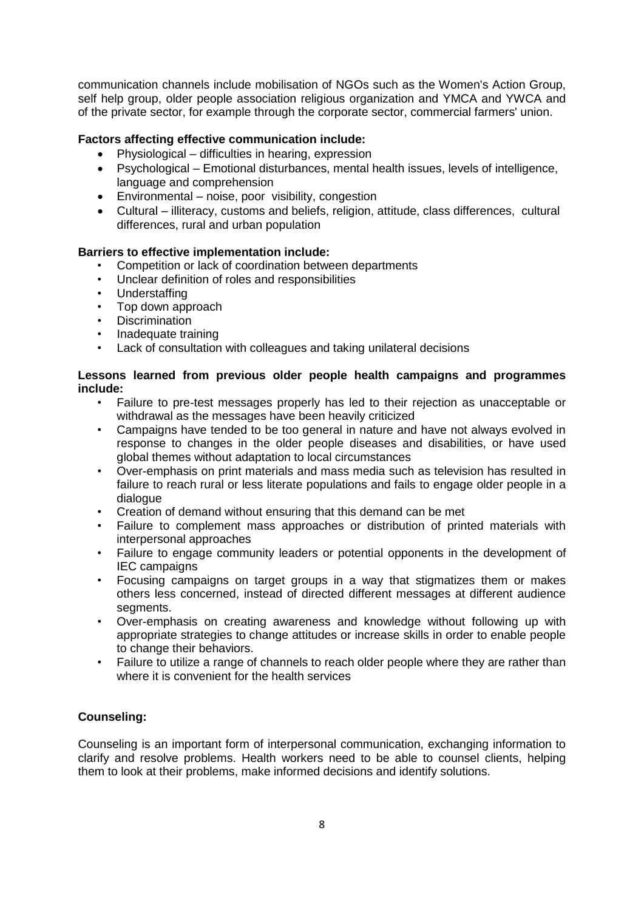communication channels include mobilisation of NGOs such as the Women's Action Group, self help group, older people association religious organization and YMCA and YWCA and of the private sector, for example through the corporate sector, commercial farmers' union.

**Factors affecting effective communication include:**

- Physiological – difficulties in hearing, expression
- Psychological – Emotional disturbances, mental health issues, levels of intelligence, language and comprehension
- Environmental – noise, poor visibility, congestion
- Cultural – illiteracy, customs and beliefs, religion, attitude, class differences, cultural differences, rural and urban population

**Barriers to effective implementation include:**

- Competition or lack of coordination between departments
- Unclear definition of roles and responsibilities
- Understaffing
- Top down approach
- Discrimination
- Inadequate training
- Lack of consultation with colleagues and taking unilateral decisions

**Lessons learned from previous older people health campaigns and programmes include:**

- Failure to pre-test messages properly has led to their rejection as unacceptable or withdrawal as the messages have been heavily criticized
- Campaigns have tended to be too general in nature and have not always evolved in response to changes in the older people diseases and disabilities, or have used global themes without adaptation to local circumstances
- Over-emphasis on print materials and mass media such as television has resulted in failure to reach rural or less literate populations and fails to engage older people in a dialogue
- Creation of demand without ensuring that this demand can be met
- Failure to complement mass approaches or distribution of printed materials with interpersonal approaches
- Failure to engage community leaders or potential opponents in the development of IEC campaigns
- Focusing campaigns on target groups in a way that stigmatizes them or makes others less concerned, instead of directed different messages at different audience segments.
- Over-emphasis on creating awareness and knowledge without following up with appropriate strategies to change attitudes or increase skills in order to enable people to change their behaviors.
- Failure to utilize a range of channels to reach older people where they are rather than where it is convenient for the health services

**Counseling:**

Counseling is an important form of interpersonal communication, exchanging information to clarify and resolve problems. Health workers need to be able to counsel clients, helping them to look at their problems, make informed decisions and identify solutions.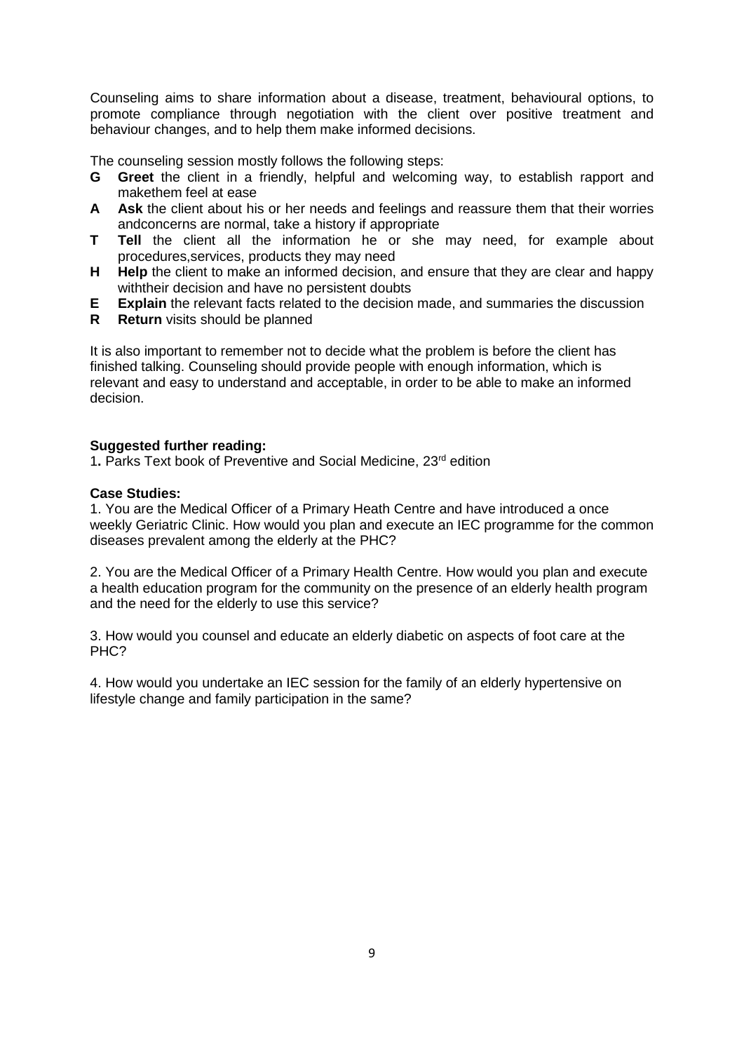Counseling aims to share information about a disease, treatment, behavioural options, to promote compliance through negotiation with the client over positive treatment and behaviour changes, and to help them make informed decisions.

The counseling session mostly follows the following steps:

- **G** **Greet** the client in a friendly, helpful and welcoming way, to establish rapport and makethem feel at ease
- **A** **Ask** the client about his or her needs and feelings and reassure them that their worries andconcerns are normal, take a history if appropriate
- **T** **Tell** the client all the information he or she may need, for example about procedures,services, products they may need
- **H** **Help** the client to make an informed decision, and ensure that they are clear and happy withtheir decision and have no persistent doubts
- **E** **Explain** the relevant facts related to the decision made, and summaries the discussion
- **R** **Return** visits should be planned

It is also important to remember not to decide what the problem is before the client has finished talking. Counseling should provide people with enough information, which is relevant and easy to understand and acceptable, in order to be able to make an informed decision.

**Suggested further reading:**

1**.** Parks Text book of Preventive and Social Medicine, 23rd edition

**Case Studies:**

1. You are the Medical Officer of a Primary Heath Centre and have introduced a once weekly Geriatric Clinic. How would you plan and execute an IEC programme for the common diseases prevalent among the elderly at the PHC?

2. You are the Medical Officer of a Primary Health Centre. How would you plan and execute a health education program for the community on the presence of an elderly health program and the need for the elderly to use this service?

3. How would you counsel and educate an elderly diabetic on aspects of foot care at the PHC?

4. How would you undertake an IEC session for the family of an elderly hypertensive on lifestyle change and family participation in the same?